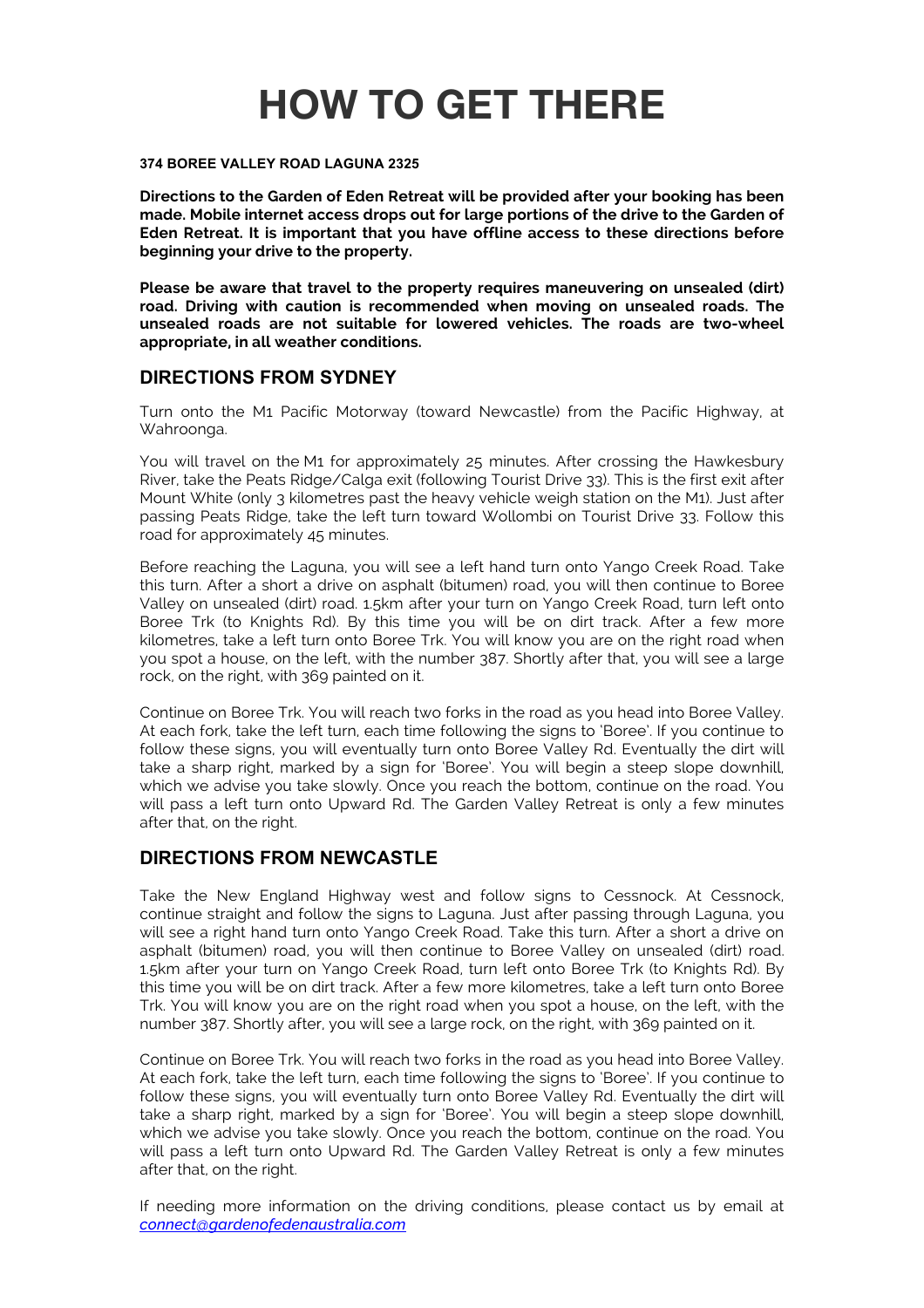# HOW TO GET THERE

**374 BOREE VALLEY ROAD LAGUNA 2325**

**Directions to the Garden of Eden Retreat will be provided after your booking has been made. Mobile internet access drops out for large portions of the drive to the Garden of Eden Retreat. It is important that you have offline access to these directions before beginning your drive to the property.**

**Please be aware that travel to the property requires maneuvering on unsealed (dirt) road. Driving with caution is recommended when moving on unsealed roads. The unsealed roads are not suitable for lowered vehicles. The roads are two-wheel appropriate, in all weather conditions.**

## DIRECTIONS FROM SYDNEY

Turn onto the M1 Pacific Motorway (toward Newcastle) from the Pacific Highway, at Wahroonga.

You will travel on the M1 for approximately 25 minutes. After crossing the Hawkesbury River, take the Peats Ridge/Calga exit (following Tourist Drive 33). This is the first exit after Mount White (only 3 kilometres past the heavy vehicle weigh station on the M1). Just after passing Peats Ridge, take the left turn toward Wollombi on Tourist Drive 33. Follow this road for approximately 45 minutes.

Before reaching the Laguna, you will see a left hand turn onto Yango Creek Road. Take this turn. After a short a drive on asphalt (bitumen) road, you will then continue to Boree Valley on unsealed (dirt) road. 1.5km after your turn on Yango Creek Road, turn left onto Boree Trk (to Knights Rd). By this time you will be on dirt track. After a few more kilometres, take a left turn onto Boree Trk. You will know you are on the right road when you spot a house, on the left, with the number 387. Shortly after that, you will see a large rock, on the right, with 369 painted on it.

Continue on Boree Trk. You will reach two forks in the road as you head into Boree Valley. At each fork, take the left turn, each time following the signs to 'Boree'. If you continue to follow these signs, you will eventually turn onto Boree Valley Rd. Eventually the dirt will take a sharp right, marked by a sign for 'Boree'. You will begin a steep slope downhill, which we advise you take slowly. Once you reach the bottom, continue on the road. You will pass a left turn onto Upward Rd. The Garden Valley Retreat is only a few minutes after that, on the right.

## DIRECTIONS FROM NEWCASTLE

Take the New England Highway west and follow signs to Cessnock. At Cessnock, continue straight and follow the signs to Laguna. Just after passing through Laguna, you will see a right hand turn onto Yango Creek Road. Take this turn. After a short a drive on asphalt (bitumen) road, you will then continue to Boree Valley on unsealed (dirt) road. 1.5km after your turn on Yango Creek Road, turn left onto Boree Trk (to Knights Rd). By this time you will be on dirt track. After a few more kilometres, take a left turn onto Boree Trk. You will know you are on the right road when you spot a house, on the left, with the number 387. Shortly after, you will see a large rock, on the right, with 369 painted on it.

Continue on Boree Trk. You will reach two forks in the road as you head into Boree Valley. At each fork, take the left turn, each time following the signs to 'Boree'. If you continue to follow these signs, you will eventually turn onto Boree Valley Rd. Eventually the dirt will take a sharp right, marked by a sign for 'Boree'. You will begin a steep slope downhill, which we advise you take slowly. Once you reach the bottom, continue on the road. You will pass a left turn onto Upward Rd. The Garden Valley Retreat is only a few minutes after that, on the right.

If needing more information on the driving conditions, please contact us by email at *connect@gardenofedenaustralia.com*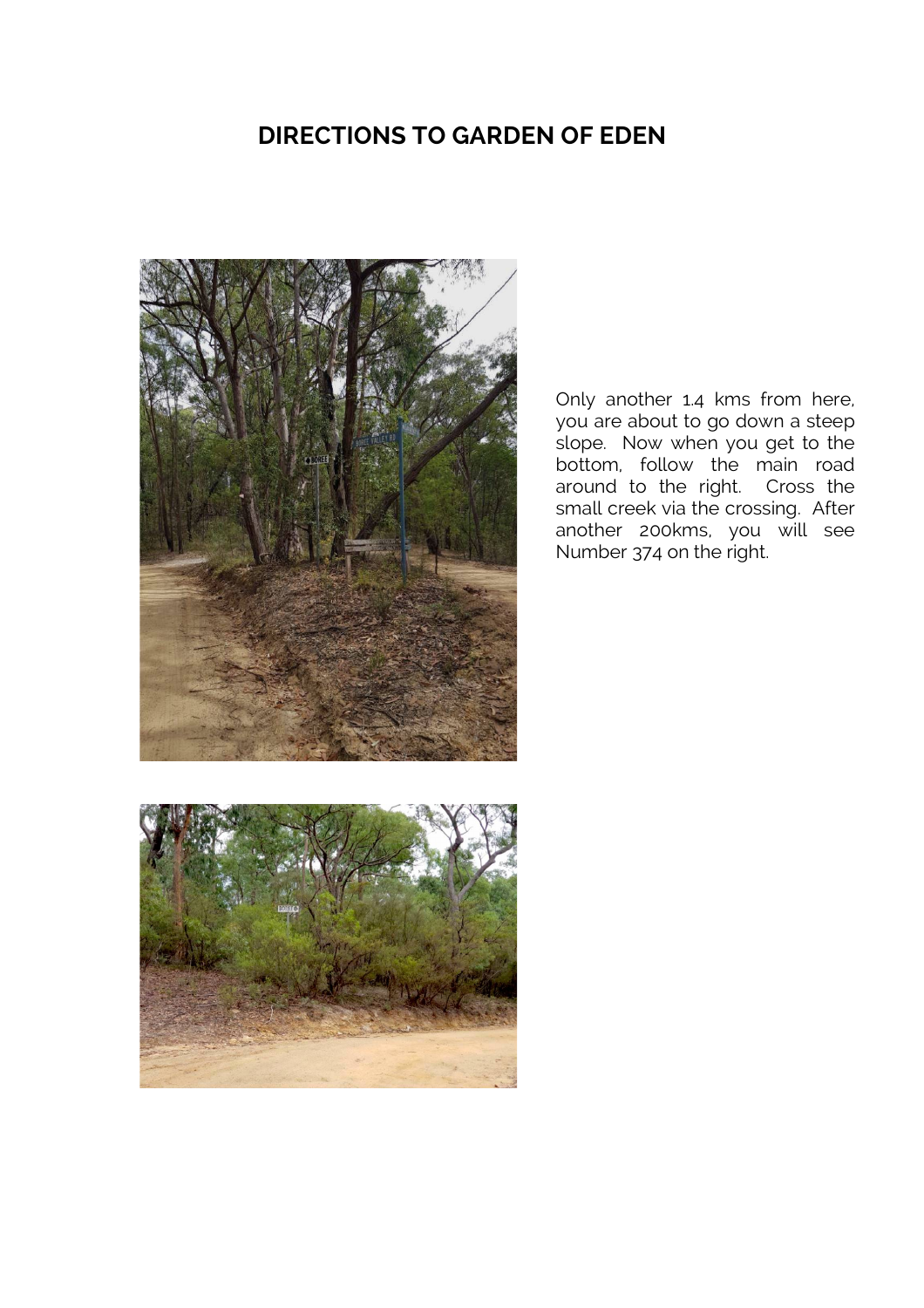# DIRECTIONS TO GARDEN OF EDEN

Only another 1.4 kms from here, you are about to go down a steep slope. Now when you get to the bottom, follow the main road around to the right. Cross the small creek via the crossing. After another 200kms, you will see Number 374 on the right.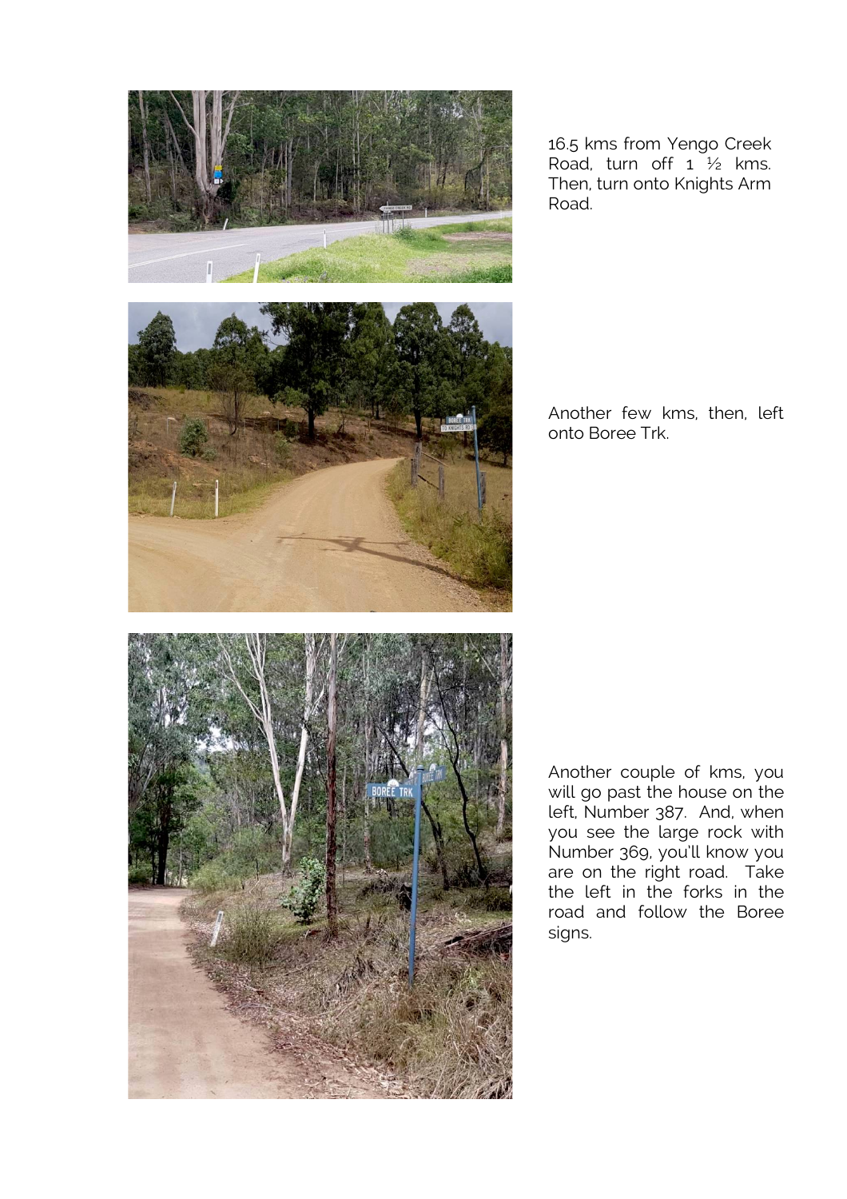16.5 kms from Yengo Creek Road, turn off 1 ½ kms. Then, turn onto Knights Arm Road.

Another few kms, then, left onto Boree Trk.

Another couple of kms, you will go past the house on the left, Number 387. And, when you see the large rock with Number 369, you'll know you are on the right road. Take the left in the forks in the road and follow the Boree signs.